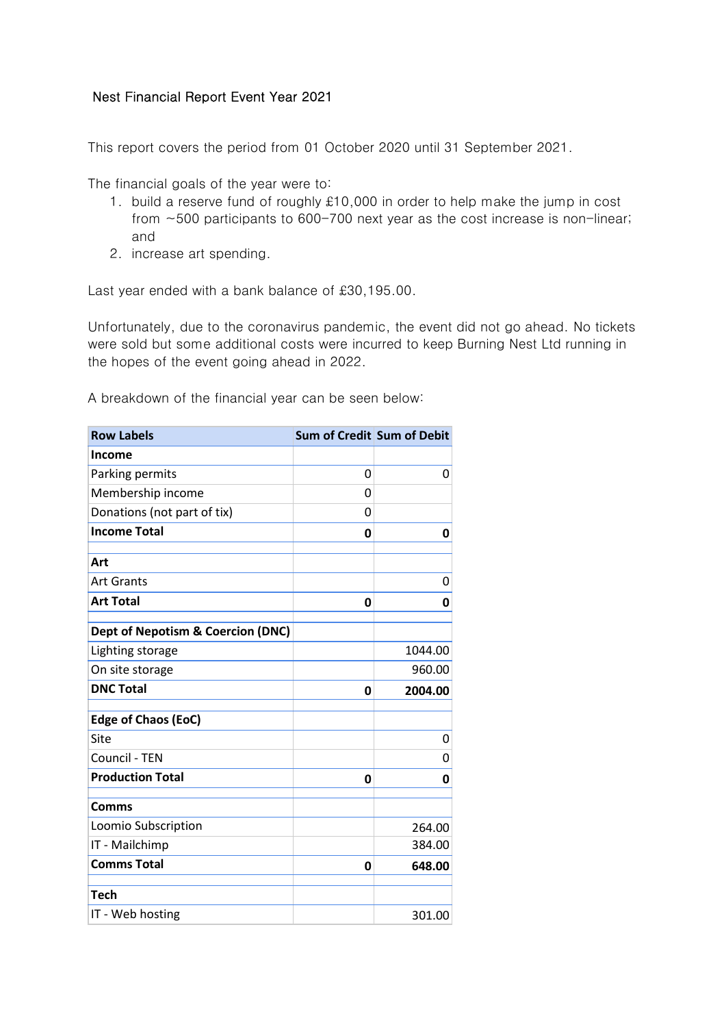Nest Financial Report Event Year 2021

This report covers the period from 01 October 2020 until 31 September 2021.

The financial goals of the year were to:

1. build a reserve fund of roughly £10,000 in order to help make the jump in cost from ~500 participants to 600-700 next year as the cost increase is non-linear; and
2. increase art spending.

Last year ended with a bank balance of £30,195.00.

Unfortunately, due to the coronavirus pandemic, the event did not go ahead. No tickets were sold but some additional costs were incurred to keep Burning Nest Ltd running in the hopes of the event going ahead in 2022.

A breakdown of the financial year can be seen below:

| Row Labels | Sum of Credit | Sum of Debit |
|---|---|---|
| **Income** | | |
| Parking permits | 0 | 0 |
| Membership income | 0 | |
| Donations (not part of tix) | 0 | |
| **Income Total** | **0** | **0** |
| | | |
| **Art** | | |
| Art Grants | | 0 |
| **Art Total** | **0** | **0** |
| | | |
| **Dept of Nepotism & Coercion (DNC)** | | |
| Lighting storage | | 1044.00 |
| On site storage | | 960.00 |
| **DNC Total** | **0** | **2004.00** |
| | | |
| **Edge of Chaos (EoC)** | | |
| Site | | 0 |
| Council - TEN | | 0 |
| **Production Total** | **0** | **0** |
| | | |
| **Comms** | | |
| Loomio Subscription | | 264.00 |
| IT - Mailchimp | | 384.00 |
| **Comms Total** | **0** | **648.00** |
| | | |
| **Tech** | | |
| IT - Web hosting | | 301.00 |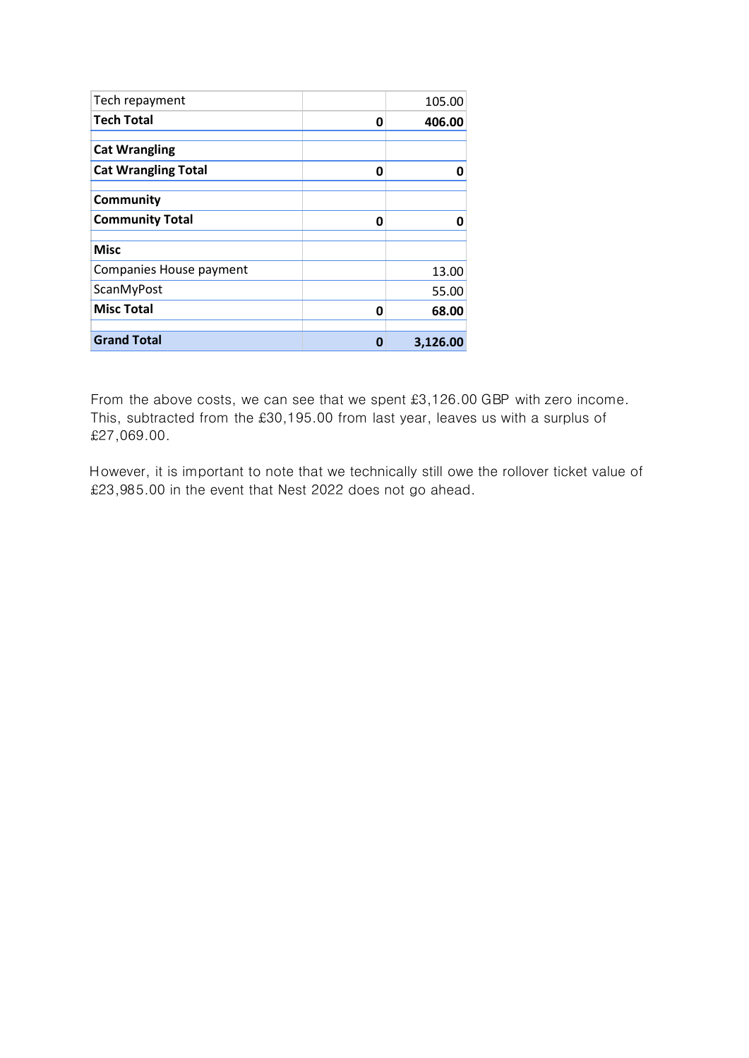| | | |
|---|---|---|
| Tech repayment | | 105.00 |
| **Tech Total** | **0** | **406.00** |
| | | |
| **Cat Wrangling** | | |
| **Cat Wrangling Total** | **0** | **0** |
| | | |
| **Community** | | |
| **Community Total** | **0** | **0** |
| | | |
| **Misc** | | |
| Companies House payment | | 13.00 |
| ScanMyPost | | 55.00 |
| **Misc Total** | **0** | **68.00** |
| | | |
| **Grand Total** | **0** | **3,126.00** |

From the above costs, we can see that we spent £3,126.00 GBP with zero income. This, subtracted from the £30,195.00 from last year, leaves us with a surplus of £27,069.00.

However, it is important to note that we technically still owe the rollover ticket value of £23,985.00 in the event that Nest 2022 does not go ahead.